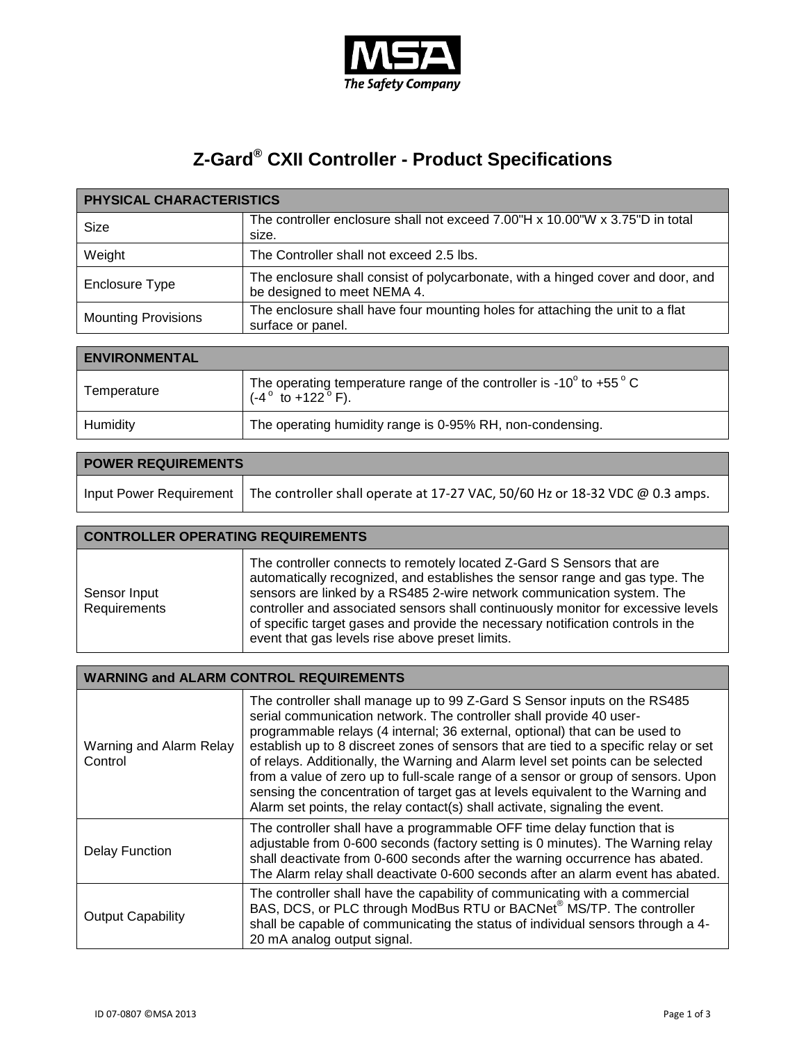MSA
The Safety Company

# Z-Gard® CXII Controller - Product Specifications

| PHYSICAL CHARACTERISTICS | |
|---|---|
| Size | The controller enclosure shall not exceed 7.00"H x 10.00"W x 3.75"D in total size. |
| Weight | The Controller shall not exceed 2.5 lbs. |
| Enclosure Type | The enclosure shall consist of polycarbonate, with a hinged cover and door, and be designed to meet NEMA 4. |
| Mounting Provisions | The enclosure shall have four mounting holes for attaching the unit to a flat surface or panel. |

| ENVIRONMENTAL | |
|---|---|
| Temperature | The operating temperature range of the controller is -10° to +55 °C (-4° to +122 °F). |
| Humidity | The operating humidity range is 0-95% RH, non-condensing. |

| POWER REQUIREMENTS | |
|---|---|
| Input Power Requirement | The controller shall operate at 17-27 VAC, 50/60 Hz or 18-32 VDC @ 0.3 amps. |

| CONTROLLER OPERATING REQUIREMENTS | |
|---|---|
| Sensor Input Requirements | The controller connects to remotely located Z-Gard S Sensors that are automatically recognized, and establishes the sensor range and gas type. The sensors are linked by a RS485 2-wire network communication system. The controller and associated sensors shall continuously monitor for excessive levels of specific target gases and provide the necessary notification controls in the event that gas levels rise above preset limits. |

| WARNING and ALARM CONTROL REQUIREMENTS | |
|---|---|
| Warning and Alarm Relay Control | The controller shall manage up to 99 Z-Gard S Sensor inputs on the RS485 serial communication network. The controller shall provide 40 user-programmable relays (4 internal; 36 external, optional) that can be used to establish up to 8 discreet zones of sensors that are tied to a specific relay or set of relays. Additionally, the Warning and Alarm level set points can be selected from a value of zero up to full-scale range of a sensor or group of sensors. Upon sensing the concentration of target gas at levels equivalent to the Warning and Alarm set points, the relay contact(s) shall activate, signaling the event. |
| Delay Function | The controller shall have a programmable OFF time delay function that is adjustable from 0-600 seconds (factory setting is 0 minutes). The Warning relay shall deactivate from 0-600 seconds after the warning occurrence has abated. The Alarm relay shall deactivate 0-600 seconds after an alarm event has abated. |
| Output Capability | The controller shall have the capability of communicating with a commercial BAS, DCS, or PLC through ModBus RTU or BACNet® MS/TP. The controller shall be capable of communicating the status of individual sensors through a 4-20 mA analog output signal. |

ID 07-0807 ©MSA 2013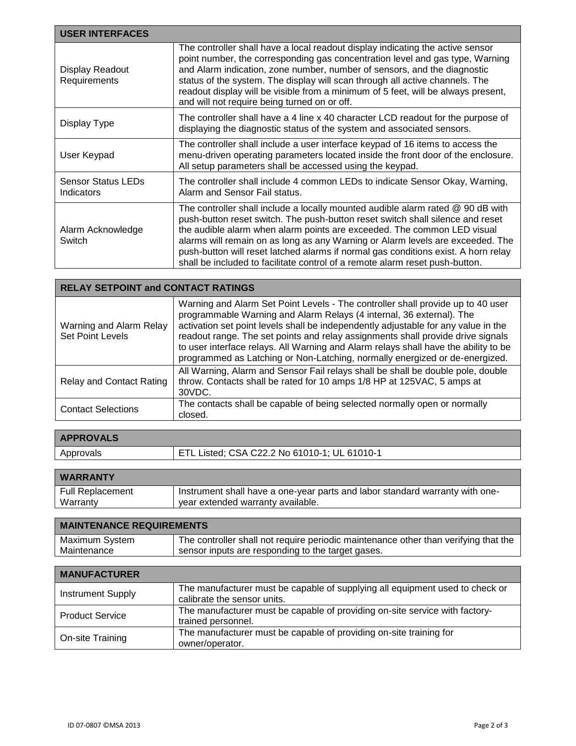| USER INTERFACES | |
|---|---|
| Display Readout Requirements | The controller shall have a local readout display indicating the active sensor point number, the corresponding gas concentration level and gas type, Warning and Alarm indication, zone number, number of sensors, and the diagnostic status of the system. The display will scan through all active channels. The readout display will be visible from a minimum of 5 feet, will be always present, and will not require being turned on or off. |
| Display Type | The controller shall have a 4 line x 40 character LCD readout for the purpose of displaying the diagnostic status of the system and associated sensors. |
| User Keypad | The controller shall include a user interface keypad of 16 items to access the menu-driven operating parameters located inside the front door of the enclosure. All setup parameters shall be accessed using the keypad. |
| Sensor Status LEDs Indicators | The controller shall include 4 common LEDs to indicate Sensor Okay, Warning, Alarm and Sensor Fail status. |
| Alarm Acknowledge Switch | The controller shall include a locally mounted audible alarm rated @ 90 dB with push-button reset switch. The push-button reset switch shall silence and reset the audible alarm when alarm points are exceeded. The common LED visual alarms will remain on as long as any Warning or Alarm levels are exceeded. The push-button will reset latched alarms if normal gas conditions exist. A horn relay shall be included to facilitate control of a remote alarm reset push-button. |

| RELAY SETPOINT and CONTACT RATINGS | |
|---|---|
| Warning and Alarm Relay Set Point Levels | Warning and Alarm Set Point Levels - The controller shall provide up to 40 user programmable Warning and Alarm Relays (4 internal, 36 external). The activation set point levels shall be independently adjustable for any value in the readout range. The set points and relay assignments shall provide drive signals to user interface relays. All Warning and Alarm relays shall have the ability to be programmed as Latching or Non-Latching, normally energized or de-energized. |
| Relay and Contact Rating | All Warning, Alarm and Sensor Fail relays shall be shall be double pole, double throw. Contacts shall be rated for 10 amps 1/8 HP at 125VAC, 5 amps at 30VDC. |
| Contact Selections | The contacts shall be capable of being selected normally open or normally closed. |

| APPROVALS | |
|---|---|
| Approvals | ETL Listed; CSA C22.2 No 61010-1; UL 61010-1 |

| WARRANTY | |
|---|---|
| Full Replacement Warranty | Instrument shall have a one-year parts and labor standard warranty with one-year extended warranty available. |

| MAINTENANCE REQUIREMENTS | |
|---|---|
| Maximum System Maintenance | The controller shall not require periodic maintenance other than verifying that the sensor inputs are responding to the target gases. |

| MANUFACTURER | |
|---|---|
| Instrument Supply | The manufacturer must be capable of supplying all equipment used to check or calibrate the sensor units. |
| Product Service | The manufacturer must be capable of providing on-site service with factory-trained personnel. |
| On-site Training | The manufacturer must be capable of providing on-site training for owner/operator. |

ID 07-0807 ©MSA 2013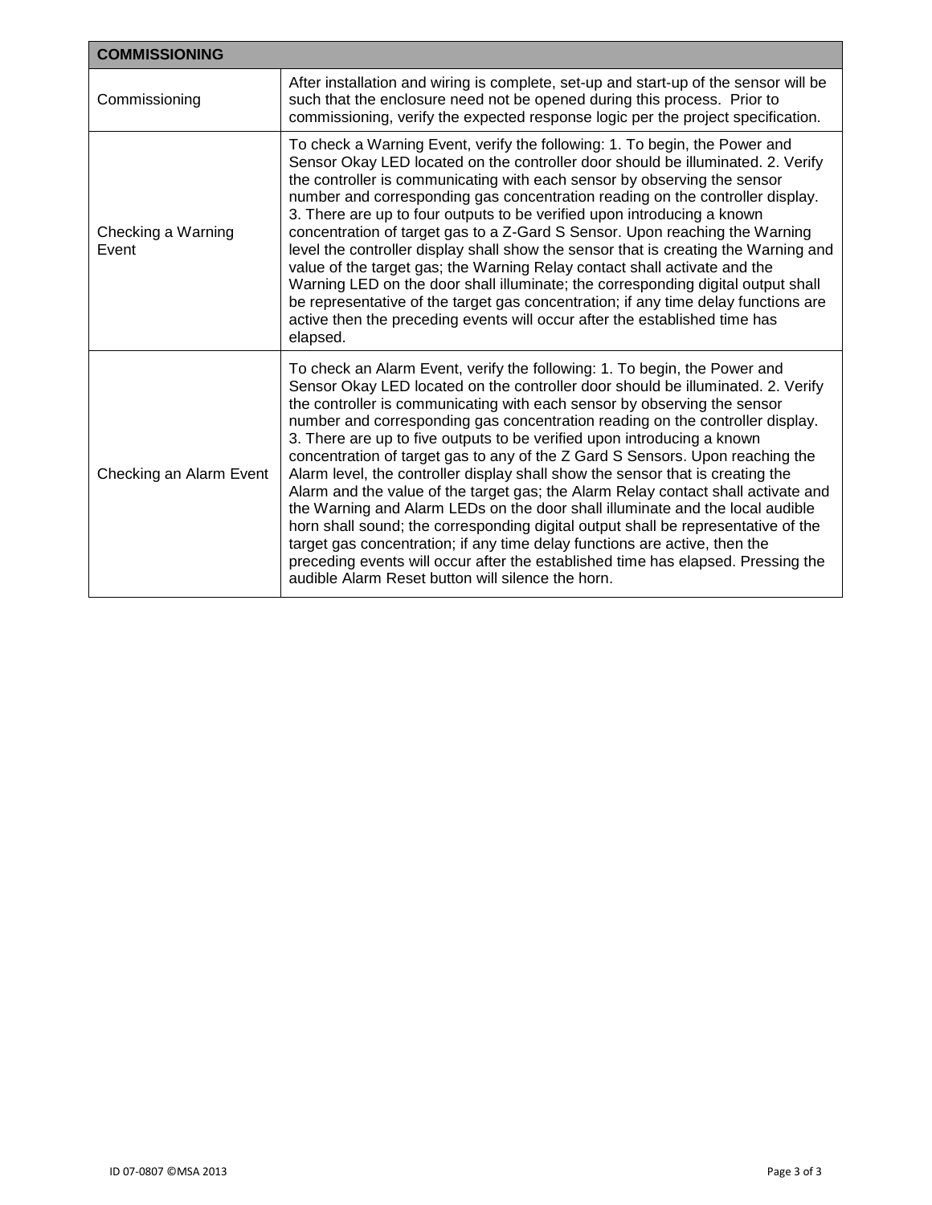| COMMISSIONING | |
|---|---|
| Commissioning | After installation and wiring is complete, set-up and start-up of the sensor will be such that the enclosure need not be opened during this process. Prior to commissioning, verify the expected response logic per the project specification. |
| Checking a Warning Event | To check a Warning Event, verify the following: 1. To begin, the Power and Sensor Okay LED located on the controller door should be illuminated. 2. Verify the controller is communicating with each sensor by observing the sensor number and corresponding gas concentration reading on the controller display. 3. There are up to four outputs to be verified upon introducing a known concentration of target gas to a Z-Gard S Sensor. Upon reaching the Warning level the controller display shall show the sensor that is creating the Warning and value of the target gas; the Warning Relay contact shall activate and the Warning LED on the door shall illuminate; the corresponding digital output shall be representative of the target gas concentration; if any time delay functions are active then the preceding events will occur after the established time has elapsed. |
| Checking an Alarm Event | To check an Alarm Event, verify the following: 1. To begin, the Power and Sensor Okay LED located on the controller door should be illuminated. 2. Verify the controller is communicating with each sensor by observing the sensor number and corresponding gas concentration reading on the controller display. 3. There are up to five outputs to be verified upon introducing a known concentration of target gas to any of the Z Gard S Sensors. Upon reaching the Alarm level, the controller display shall show the sensor that is creating the Alarm and the value of the target gas; the Alarm Relay contact shall activate and the Warning and Alarm LEDs on the door shall illuminate and the local audible horn shall sound; the corresponding digital output shall be representative of the target gas concentration; if any time delay functions are active, then the preceding events will occur after the established time has elapsed. Pressing the audible Alarm Reset button will silence the horn. |

ID 07-0807 ©MSA 2013